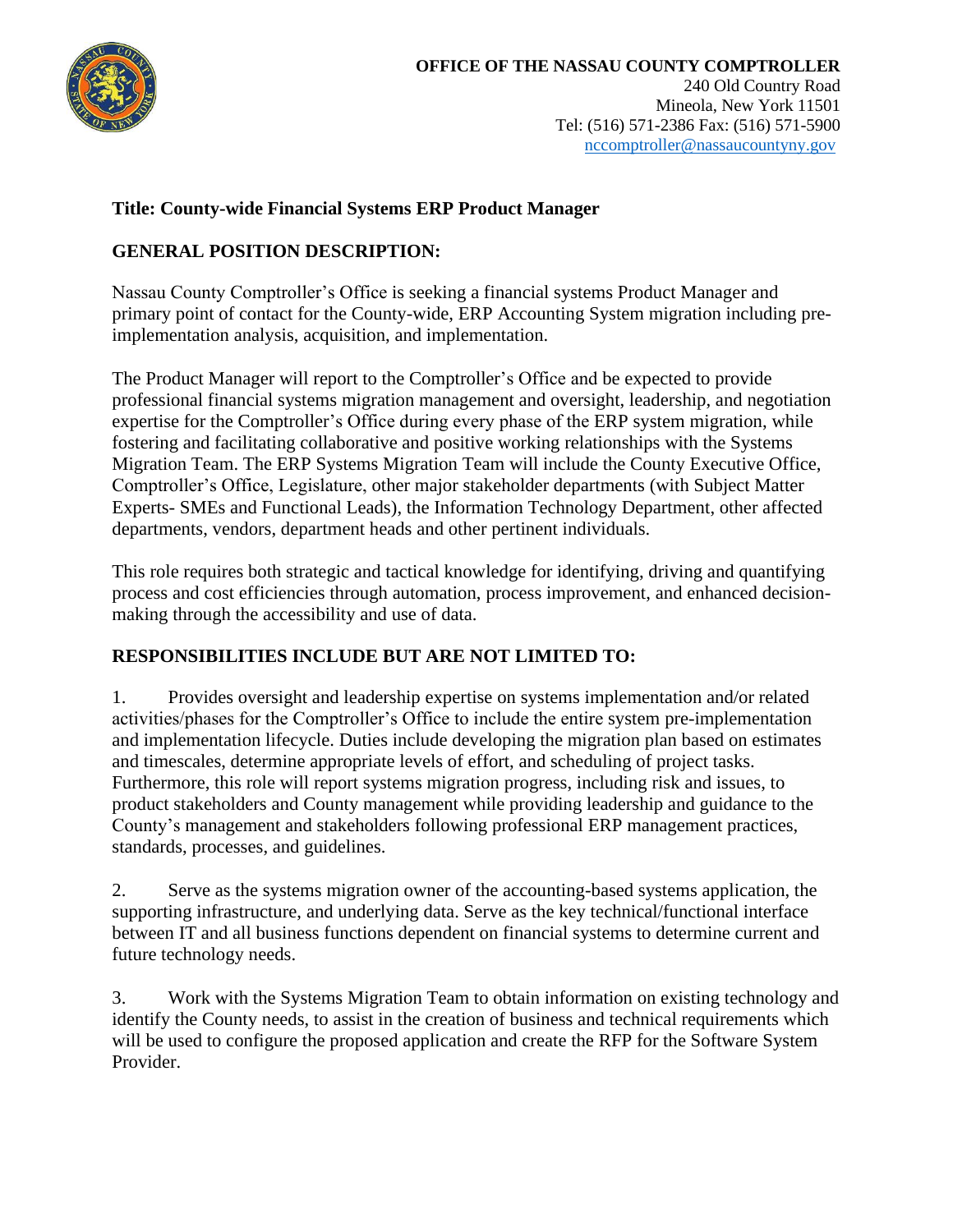**OFFICE OF THE NASSAU COUNTY COMPTROLLER**
240 Old Country Road
Mineola, New York 11501
Tel: (516) 571-2386 Fax: (516) 571-5900
nccomptroller@nassaucountyny.gov

## Title: County-wide Financial Systems ERP Product Manager

## GENERAL POSITION DESCRIPTION:

Nassau County Comptroller's Office is seeking a financial systems Product Manager and primary point of contact for the County-wide, ERP Accounting System migration including pre-implementation analysis, acquisition, and implementation.

The Product Manager will report to the Comptroller's Office and be expected to provide professional financial systems migration management and oversight, leadership, and negotiation expertise for the Comptroller's Office during every phase of the ERP system migration, while fostering and facilitating collaborative and positive working relationships with the Systems Migration Team. The ERP Systems Migration Team will include the County Executive Office, Comptroller's Office, Legislature, other major stakeholder departments (with Subject Matter Experts- SMEs and Functional Leads), the Information Technology Department, other affected departments, vendors, department heads and other pertinent individuals.

This role requires both strategic and tactical knowledge for identifying, driving and quantifying process and cost efficiencies through automation, process improvement, and enhanced decision-making through the accessibility and use of data.

## RESPONSIBILITIES INCLUDE BUT ARE NOT LIMITED TO:

1. Provides oversight and leadership expertise on systems implementation and/or related activities/phases for the Comptroller's Office to include the entire system pre-implementation and implementation lifecycle. Duties include developing the migration plan based on estimates and timescales, determine appropriate levels of effort, and scheduling of project tasks. Furthermore, this role will report systems migration progress, including risk and issues, to product stakeholders and County management while providing leadership and guidance to the County's management and stakeholders following professional ERP management practices, standards, processes, and guidelines.

2. Serve as the systems migration owner of the accounting-based systems application, the supporting infrastructure, and underlying data. Serve as the key technical/functional interface between IT and all business functions dependent on financial systems to determine current and future technology needs.

3. Work with the Systems Migration Team to obtain information on existing technology and identify the County needs, to assist in the creation of business and technical requirements which will be used to configure the proposed application and create the RFP for the Software System Provider.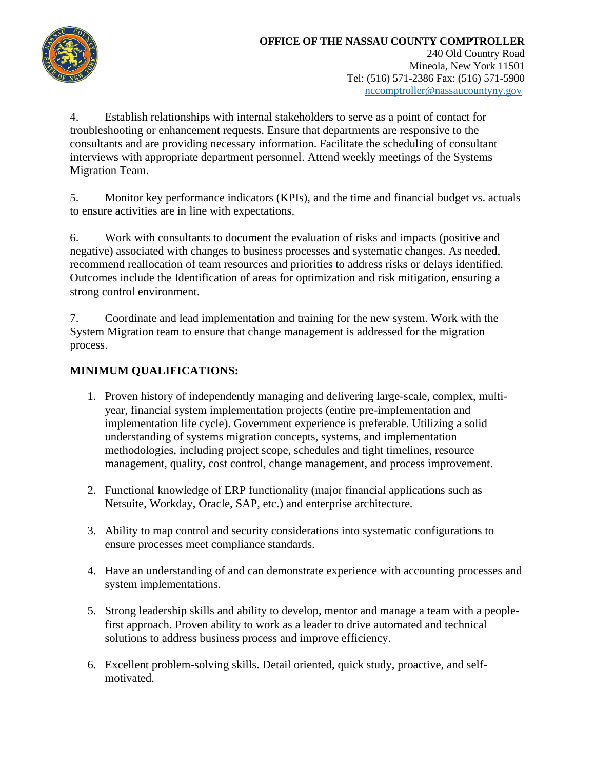4. Establish relationships with internal stakeholders to serve as a point of contact for troubleshooting or enhancement requests. Ensure that departments are responsive to the consultants and are providing necessary information. Facilitate the scheduling of consultant interviews with appropriate department personnel. Attend weekly meetings of the Systems Migration Team.

5. Monitor key performance indicators (KPIs), and the time and financial budget vs. actuals to ensure activities are in line with expectations.

6. Work with consultants to document the evaluation of risks and impacts (positive and negative) associated with changes to business processes and systematic changes. As needed, recommend reallocation of team resources and priorities to address risks or delays identified. Outcomes include the Identification of areas for optimization and risk mitigation, ensuring a strong control environment.

7. Coordinate and lead implementation and training for the new system. Work with the System Migration team to ensure that change management is addressed for the migration process.

## MINIMUM QUALIFICATIONS:

1. Proven history of independently managing and delivering large-scale, complex, multi-year, financial system implementation projects (entire pre-implementation and implementation life cycle). Government experience is preferable. Utilizing a solid understanding of systems migration concepts, systems, and implementation methodologies, including project scope, schedules and tight timelines, resource management, quality, cost control, change management, and process improvement.

2. Functional knowledge of ERP functionality (major financial applications such as Netsuite, Workday, Oracle, SAP, etc.) and enterprise architecture.

3. Ability to map control and security considerations into systematic configurations to ensure processes meet compliance standards.

4. Have an understanding of and can demonstrate experience with accounting processes and system implementations.

5. Strong leadership skills and ability to develop, mentor and manage a team with a people-first approach. Proven ability to work as a leader to drive automated and technical solutions to address business process and improve efficiency.

6. Excellent problem-solving skills. Detail oriented, quick study, proactive, and self-motivated.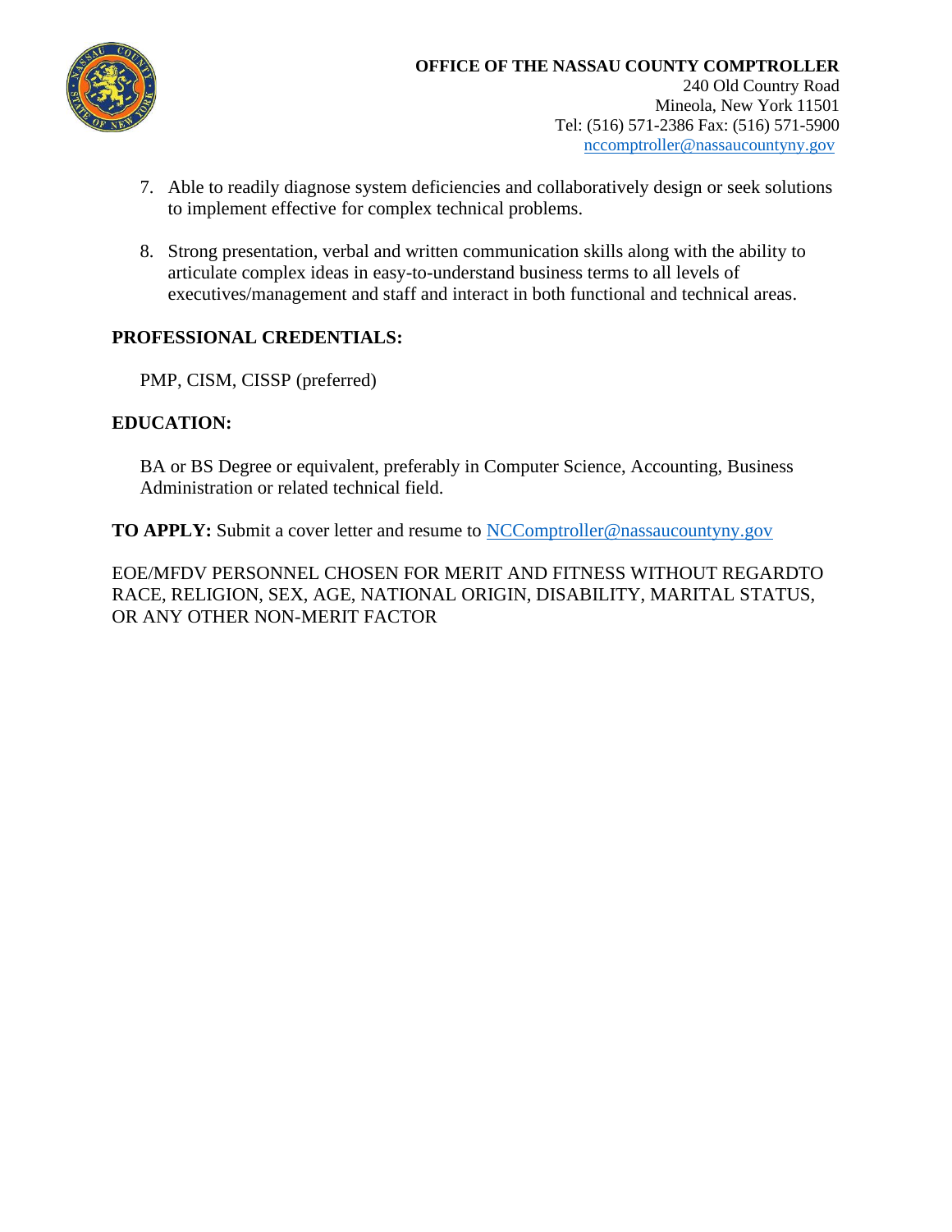7. Able to readily diagnose system deficiencies and collaboratively design or seek solutions to implement effective for complex technical problems.

8. Strong presentation, verbal and written communication skills along with the ability to articulate complex ideas in easy-to-understand business terms to all levels of executives/management and staff and interact in both functional and technical areas.

**PROFESSIONAL CREDENTIALS:**

PMP, CISM, CISSP (preferred)

**EDUCATION:**

BA or BS Degree or equivalent, preferably in Computer Science, Accounting, Business Administration or related technical field.

**TO APPLY:** Submit a cover letter and resume to NCComptroller@nassaucountyny.gov

EOE/MFDV PERSONNEL CHOSEN FOR MERIT AND FITNESS WITHOUT REGARDTO RACE, RELIGION, SEX, AGE, NATIONAL ORIGIN, DISABILITY, MARITAL STATUS, OR ANY OTHER NON-MERIT FACTOR